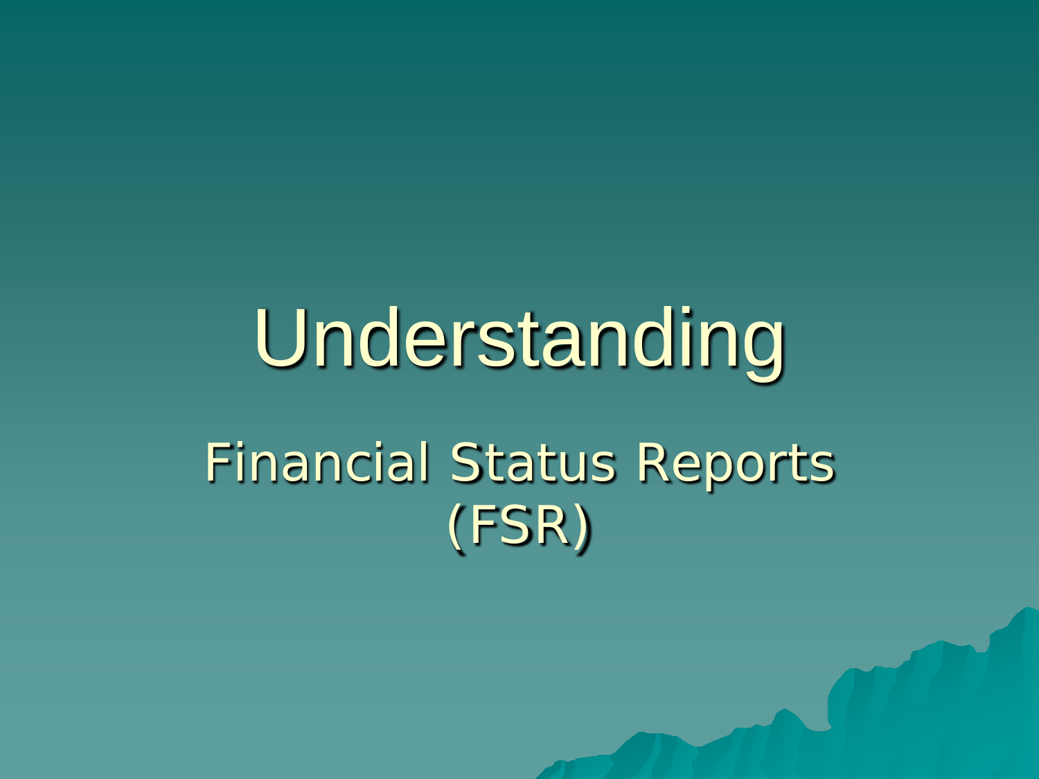# Understanding

## Financial Status Reports (FSR)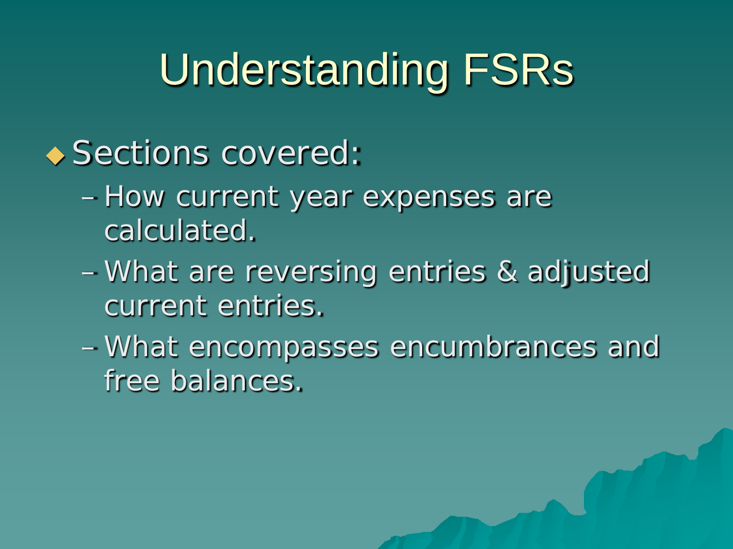# Understanding FSRs

- Sections covered:
  - How current year expenses are calculated.
  - What are reversing entries & adjusted current entries.
  - What encompasses encumbrances and free balances.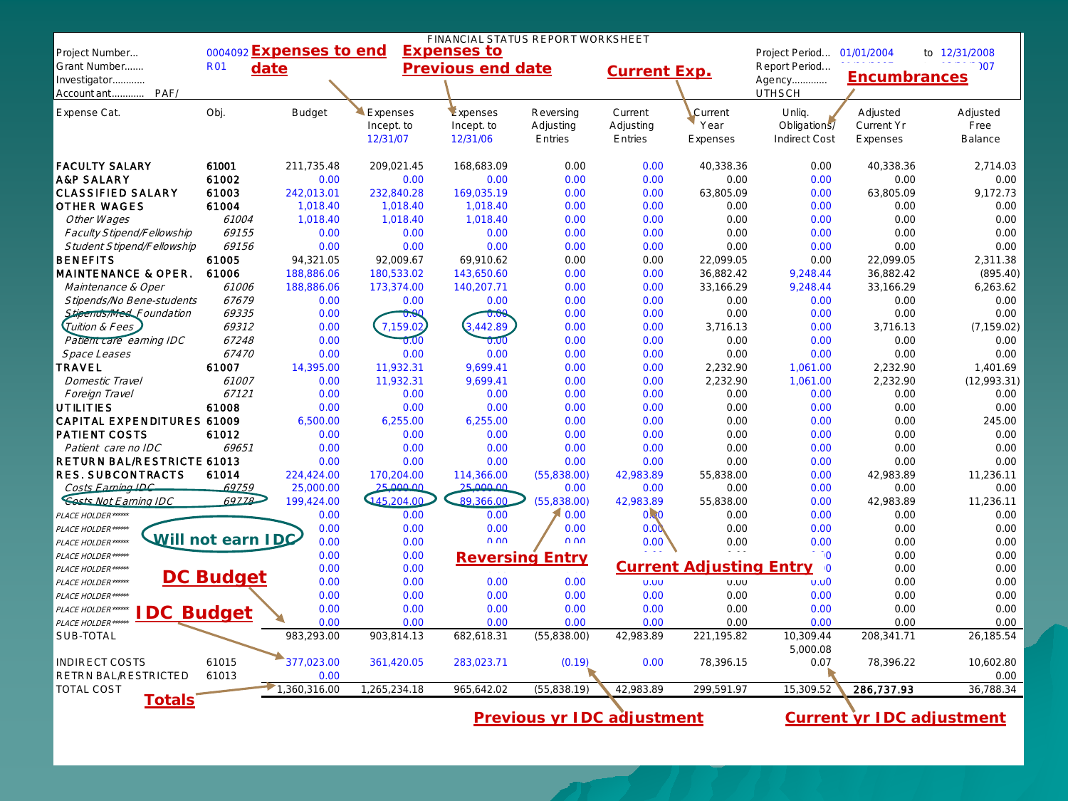FINANCIAL STATUS REPORT WORKSHEET

| | | |
|---|---|---|
| Project Number... | 0004092 | Project Period... 01/01/2004 to 12/31/2008 |
| Grant Number....... | R01 | Report Period... |
| Investigator............ | | Agency............ |
| Accountant............ PAF/ | | UTHSCH |

**Expenses to end date** — **Expenses to Previous end date** — **Current Exp.** — **Encumbrances**

| Expense Cat. | Obj. | Budget | Expenses Incept. to 12/31/07 | Expenses Incept. to 12/31/06 | Reversing Adjusting Entries | Current Adjusting Entries | Current Year Expenses | Unliq. Obligations/ Indirect Cost | Adjusted Current Yr Expenses | Adjusted Free Balance |
|---|---|---|---|---|---|---|---|---|---|---|
| FACULTY SALARY | 61001 | 211,735.48 | 209,021.45 | 168,683.09 | 0.00 | 0.00 | 40,338.36 | 0.00 | 40,338.36 | 2,714.03 |
| A&P SALARY | 61002 | 0.00 | 0.00 | 0.00 | 0.00 | 0.00 | 0.00 | 0.00 | 0.00 | 0.00 |
| CLASSIFIED SALARY | 61003 | 242,013.01 | 232,840.28 | 169,035.19 | 0.00 | 0.00 | 63,805.09 | 0.00 | 63,805.09 | 9,172.73 |
| OTHER WAGES | 61004 | 1,018.40 | 1,018.40 | 1,018.40 | 0.00 | 0.00 | 0.00 | 0.00 | 0.00 | 0.00 |
| *Other Wages* | *61004* | 1,018.40 | 1,018.40 | 1,018.40 | 0.00 | 0.00 | 0.00 | 0.00 | 0.00 | 0.00 |
| *Faculty Stipend/Fellowship* | *69155* | 0.00 | 0.00 | 0.00 | 0.00 | 0.00 | 0.00 | 0.00 | 0.00 | 0.00 |
| *Student Stipend/Fellowship* | *69156* | 0.00 | 0.00 | 0.00 | 0.00 | 0.00 | 0.00 | 0.00 | 0.00 | 0.00 |
| BENEFITS | 61005 | 94,321.05 | 92,009.67 | 69,910.62 | 0.00 | 0.00 | 22,099.05 | 0.00 | 22,099.05 | 2,311.38 |
| MAINTENANCE & OPER. | 61006 | 188,886.06 | 180,533.02 | 143,650.60 | 0.00 | 0.00 | 36,882.42 | 9,248.44 | 36,882.42 | (895.40) |
| *Maintenance & Oper* | *61006* | 188,886.06 | 173,374.00 | 140,207.71 | 0.00 | 0.00 | 33,166.29 | 9,248.44 | 33,166.29 | 6,263.62 |
| *Stipends/No Bene-students* | *67679* | 0.00 | 0.00 | 0.00 | 0.00 | 0.00 | 0.00 | 0.00 | 0.00 | 0.00 |
| *Stipends/Med Foundation* | *69335* | 0.00 | 0.00 | 0.00 | 0.00 | 0.00 | 0.00 | 0.00 | 0.00 | 0.00 |
| *Tuition & Fees* | *69312* | 0.00 | 7,159.02 | 3,442.89 | 0.00 | 0.00 | 3,716.13 | 0.00 | 3,716.13 | (7,159.02) |
| *Patient care earning IDC* | *67248* | 0.00 | 0.00 | 0.00 | 0.00 | 0.00 | 0.00 | 0.00 | 0.00 | 0.00 |
| *Space Leases* | *67470* | 0.00 | 0.00 | 0.00 | 0.00 | 0.00 | 0.00 | 0.00 | 0.00 | 0.00 |
| TRAVEL | 61007 | 14,395.00 | 11,932.31 | 9,699.41 | 0.00 | 0.00 | 2,232.90 | 1,061.00 | 2,232.90 | 1,401.69 |
| *Domestic Travel* | *61007* | 0.00 | 11,932.31 | 9,699.41 | 0.00 | 0.00 | 2,232.90 | 1,061.00 | 2,232.90 | (12,993.31) |
| *Foreign Travel* | *67121* | 0.00 | 0.00 | 0.00 | 0.00 | 0.00 | 0.00 | 0.00 | 0.00 | 0.00 |
| UTILITIES | 61008 | 0.00 | 0.00 | 0.00 | 0.00 | 0.00 | 0.00 | 0.00 | 0.00 | 0.00 |
| CAPITAL EXPENDITURES | 61009 | 6,500.00 | 6,255.00 | 6,255.00 | 0.00 | 0.00 | 0.00 | 0.00 | 0.00 | 245.00 |
| PATIENT COSTS | 61012 | 0.00 | 0.00 | 0.00 | 0.00 | 0.00 | 0.00 | 0.00 | 0.00 | 0.00 |
| *Patient care no IDC* | *69651* | 0.00 | 0.00 | 0.00 | 0.00 | 0.00 | 0.00 | 0.00 | 0.00 | 0.00 |
| RETURN BAL/RESTRICTE | 61013 | 0.00 | 0.00 | 0.00 | 0.00 | 0.00 | 0.00 | 0.00 | 0.00 | 0.00 |
| RES. SUBCONTRACTS | 61014 | 224,424.00 | 170,204.00 | 114,366.00 | (55,838.00) | 42,983.89 | 55,838.00 | 0.00 | 42,983.89 | 11,236.11 |
| *Costs Earning IDC* | *69759* | 25,000.00 | 25,000.00 | 25,000.00 | 0.00 | 0.00 | 0.00 | 0.00 | 0.00 | 0.00 |
| *Costs Not Earning IDC* | *69778* | 199,424.00 | 145,204.00 | 89,366.00 | (55,838.00) | 42,983.89 | 55,838.00 | 0.00 | 42,983.89 | 11,236.11 |
| PLACE HOLDER ****** | | 0.00 | 0.00 | 0.00 | 0.00 | 0.00 | 0.00 | 0.00 | 0.00 | 0.00 |
| PLACE HOLDER ****** | | 0.00 | 0.00 | 0.00 | 0.00 | 0.00 | 0.00 | 0.00 | 0.00 | 0.00 |
| PLACE HOLDER ****** | | 0.00 | 0.00 | 0.00 | 0.00 | 0.00 | 0.00 | 0.00 | 0.00 | 0.00 |
| PLACE HOLDER ****** | | 0.00 | 0.00 | | | | | 0.00 | 0.00 | 0.00 |
| PLACE HOLDER ****** | | 0.00 | 0.00 | | | | | 0.00 | 0.00 | 0.00 |
| PLACE HOLDER ****** | | 0.00 | 0.00 | 0.00 | 0.00 | 0.00 | 0.00 | 0.00 | 0.00 | 0.00 |
| PLACE HOLDER ****** | | 0.00 | 0.00 | 0.00 | 0.00 | 0.00 | 0.00 | 0.00 | 0.00 | 0.00 |
| PLACE HOLDER ****** | | 0.00 | 0.00 | 0.00 | 0.00 | 0.00 | 0.00 | 0.00 | 0.00 | 0.00 |
| PLACE HOLDER ****** | | 0.00 | 0.00 | 0.00 | 0.00 | 0.00 | 0.00 | 0.00 | 0.00 | 0.00 |
| SUB-TOTAL | | 983,293.00 | 903,814.13 | 682,618.31 | (55,838.00) | 42,983.89 | 221,195.82 | 10,309.44 | 208,341.71 | 26,185.54 |
| | | | | | | | | 5,000.08 | | |
| INDIRECT COSTS | 61015 | 377,023.00 | 361,420.05 | 283,023.71 | (0.19) | 0.00 | 78,396.15 | 0.07 | 78,396.22 | 10,602.80 |
| RETRN BAL/RESTRICTED | 61013 | 0.00 | | | | | | | | 0.00 |
| TOTAL COST | | 1,360,316.00 | 1,265,234.18 | 965,642.02 | (55,838.19) | 42,983.89 | 299,591.97 | 15,309.52 | 286,737.93 | 36,788.34 |

Annotations: **Will not earn IDC** — **DC Budget** — **IDC Budget** — **Totals** — **Reversing Entry** — **Current Adjusting Entry** — **Previous yr IDC adjustment** — **Current yr IDC adjustment**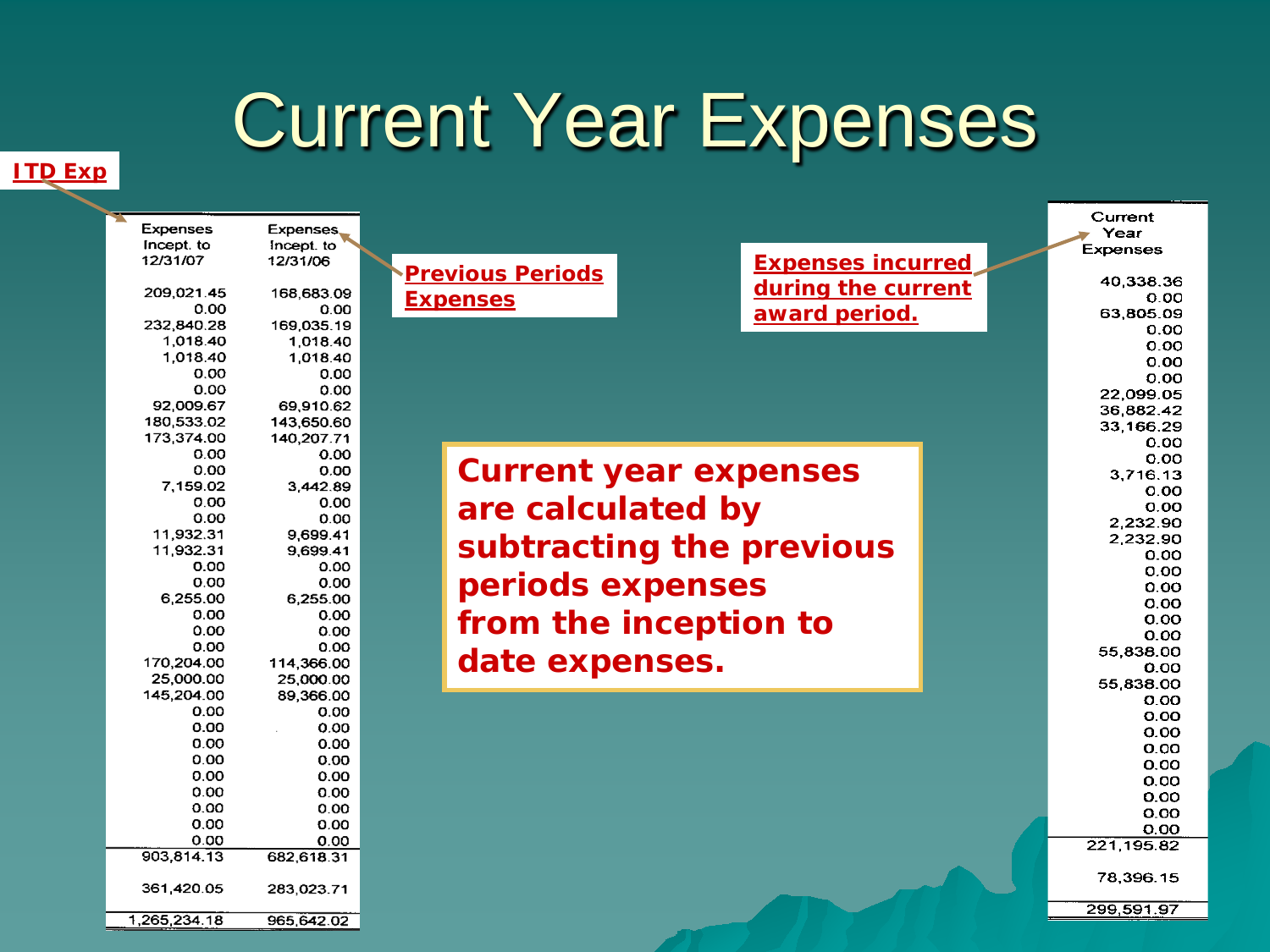# Current Year Expenses

**ITD Exp**

**Previous Periods Expenses**

**Expenses incurred during the current award period.**

| Expenses Incept. to 12/31/07 | Expenses Incept. to 12/31/06 |
|---|---|
| 209,021.45 | 168,683.09 |
| 0.00 | 0.00 |
| 232,840.28 | 169,035.19 |
| 1,018.40 | 1,018.40 |
| 1,018.40 | 1,018.40 |
| 0.00 | 0.00 |
| 0.00 | 0.00 |
| 92,009.67 | 69,910.62 |
| 180,533.02 | 143,650.60 |
| 173,374.00 | 140,207.71 |
| 0.00 | 0.00 |
| 0.00 | 0.00 |
| 7,159.02 | 3,442.89 |
| 0.00 | 0.00 |
| 0.00 | 0.00 |
| 11,932.31 | 9,699.41 |
| 11,932.31 | 9,699.41 |
| 0.00 | 0.00 |
| 0.00 | 0.00 |
| 6,255.00 | 6,255.00 |
| 0.00 | 0.00 |
| 0.00 | 0.00 |
| 0.00 | 0.00 |
| 170,204.00 | 114,366.00 |
| 25,000.00 | 25,000.00 |
| 145,204.00 | 89,366.00 |
| 0.00 | 0.00 |
| 0.00 | 0.00 |
| 0.00 | 0.00 |
| 0.00 | 0.00 |
| 0.00 | 0.00 |
| 0.00 | 0.00 |
| 0.00 | 0.00 |
| 0.00 | 0.00 |
| 0.00 | 0.00 |
| 903,814.13 | 682,618.31 |
| 361,420.05 | 283,023.71 |
| 1,265,234.18 | 965,642.02 |

| Current Year Expenses |
|---|
| 40,338.36 |
| 0.00 |
| 63,805.09 |
| 0.00 |
| 0.00 |
| 0.00 |
| 0.00 |
| 22,099.05 |
| 36,882.42 |
| 33,166.29 |
| 0.00 |
| 0.00 |
| 3,716.13 |
| 0.00 |
| 0.00 |
| 2,232.90 |
| 2,232.90 |
| 0.00 |
| 0.00 |
| 0.00 |
| 0.00 |
| 0.00 |
| 0.00 |
| 55,838.00 |
| 0.00 |
| 55,838.00 |
| 0.00 |
| 0.00 |
| 0.00 |
| 0.00 |
| 0.00 |
| 0.00 |
| 0.00 |
| 0.00 |
| 0.00 |
| 221,195.82 |
| 78,396.15 |
| 299,591.97 |

**Current year expenses are calculated by subtracting the previous periods expenses from the inception to date expenses.**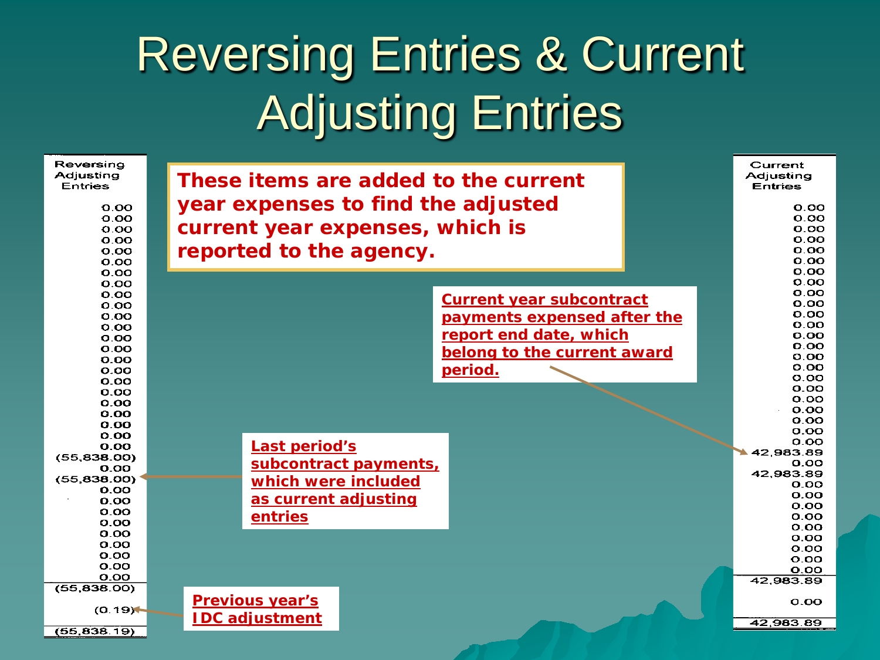# Reversing Entries & Current Adjusting Entries

**These items are added to the current year expenses to find the adjusted current year expenses, which is reported to the agency.**

| Reversing Adjusting Entries |
|---|
| 0.00 |
| 0.00 |
| 0.00 |
| 0.00 |
| 0.00 |
| 0.00 |
| 0.00 |
| 0.00 |
| 0.00 |
| 0.00 |
| 0.00 |
| 0.00 |
| 0.00 |
| 0.00 |
| 0.00 |
| 0.00 |
| 0.00 |
| 0.00 |
| 0.00 |
| 0.00 |
| 0.00 |
| 0.00 |
| 0.00 |
| (55,838.00) |
| 0.00 |
| (55,838.00) |
| 0.00 |
| 0.00 |
| 0.00 |
| 0.00 |
| 0.00 |
| 0.00 |
| 0.00 |
| 0.00 |
| 0.00 |
| (55,838.00) |
| (0.19) |
| (55,838.19) |

**Last period's subcontract payments, which were included as current adjusting entries** → (55,838.00)

**Previous year's IDC adjustment** → (0.19)

| Current Adjusting Entries |
|---|
| 0.00 |
| 0.00 |
| 0.00 |
| 0.00 |
| 0.00 |
| 0.00 |
| 0.00 |
| 0.00 |
| 0.00 |
| 0.00 |
| 0.00 |
| 0.00 |
| 0.00 |
| 0.00 |
| 0.00 |
| 0.00 |
| 0.00 |
| 0.00 |
| 0.00 |
| 0.00 |
| 0.00 |
| 0.00 |
| 0.00 |
| 42,983.89 |
| 0.00 |
| 42,983.89 |
| 0.00 |
| 0.00 |
| 0.00 |
| 0.00 |
| 0.00 |
| 0.00 |
| 0.00 |
| 0.00 |
| 0.00 |
| 42,983.89 |
| 0.00 |
| 42,983.89 |

**Current year subcontract payments expensed after the report end date, which belong to the current award period.** → 42,983.89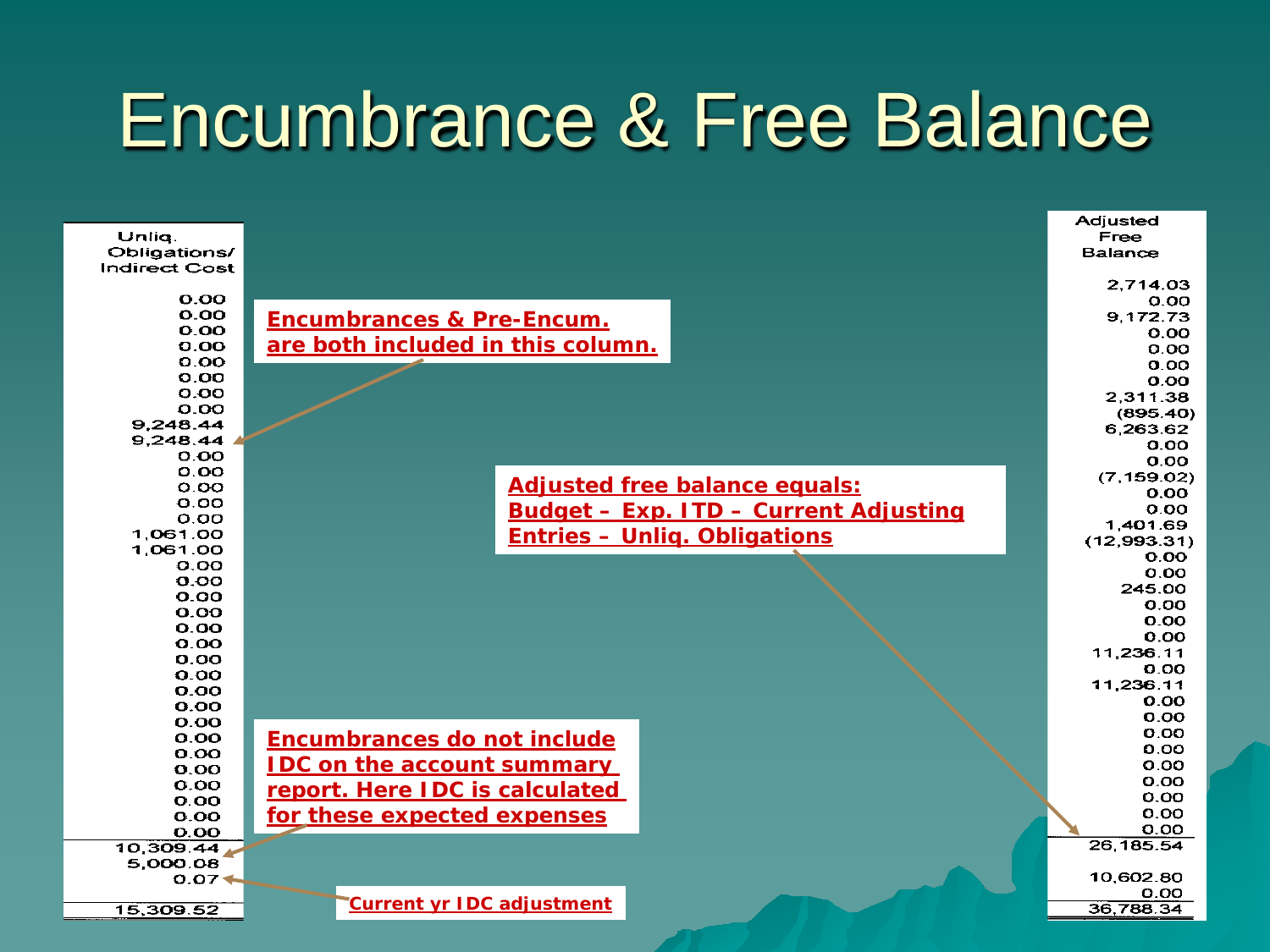# Encumbrance & Free Balance

| Unliq. Obligations/ Indirect Cost |
|---|
| 0.00 |
| 0.00 |
| 0.00 |
| 0.00 |
| 0.00 |
| 0.00 |
| 0.00 |
| 0.00 |
| 9,248.44 |
| 9,248.44 |
| 0.00 |
| 0.00 |
| 0.00 |
| 0.00 |
| 0.00 |
| 1,061.00 |
| 1,061.00 |
| 0.00 |
| 0.00 |
| 0.00 |
| 0.00 |
| 0.00 |
| 0.00 |
| 0.00 |
| 0.00 |
| 0.00 |
| 0.00 |
| 0.00 |
| 0.00 |
| 0.00 |
| 0.00 |
| 0.00 |
| 0.00 |
| 0.00 |
| 0.00 |
| 10,309.44 |
| 5,000.08 |
| 0.07 |
| 15,309.52 |

**Encumbrances & Pre-Encum. are both included in this column.**

**Encumbrances do not include IDC on the account summary report. Here IDC is calculated for these expected expenses**

**Current yr IDC adjustment**

**Adjusted free balance equals: Budget – Exp. ITD – Current Adjusting Entries – Unliq. Obligations**

| Adjusted Free Balance |
|---|
| 2,714.03 |
| 0.00 |
| 9,172.73 |
| 0.00 |
| 0.00 |
| 0.00 |
| 0.00 |
| 2,311.38 |
| (895.40) |
| 6,263.62 |
| 0.00 |
| 0.00 |
| (7,159.02) |
| 0.00 |
| 0.00 |
| 1,401.69 |
| (12,993.31) |
| 0.00 |
| 0.00 |
| 245.00 |
| 0.00 |
| 0.00 |
| 0.00 |
| 11,236.11 |
| 0.00 |
| 11,236.11 |
| 0.00 |
| 0.00 |
| 0.00 |
| 0.00 |
| 0.00 |
| 0.00 |
| 0.00 |
| 0.00 |
| 0.00 |
| 26,185.54 |
| 10,602.80 |
| 0.00 |
| 36,788.34 |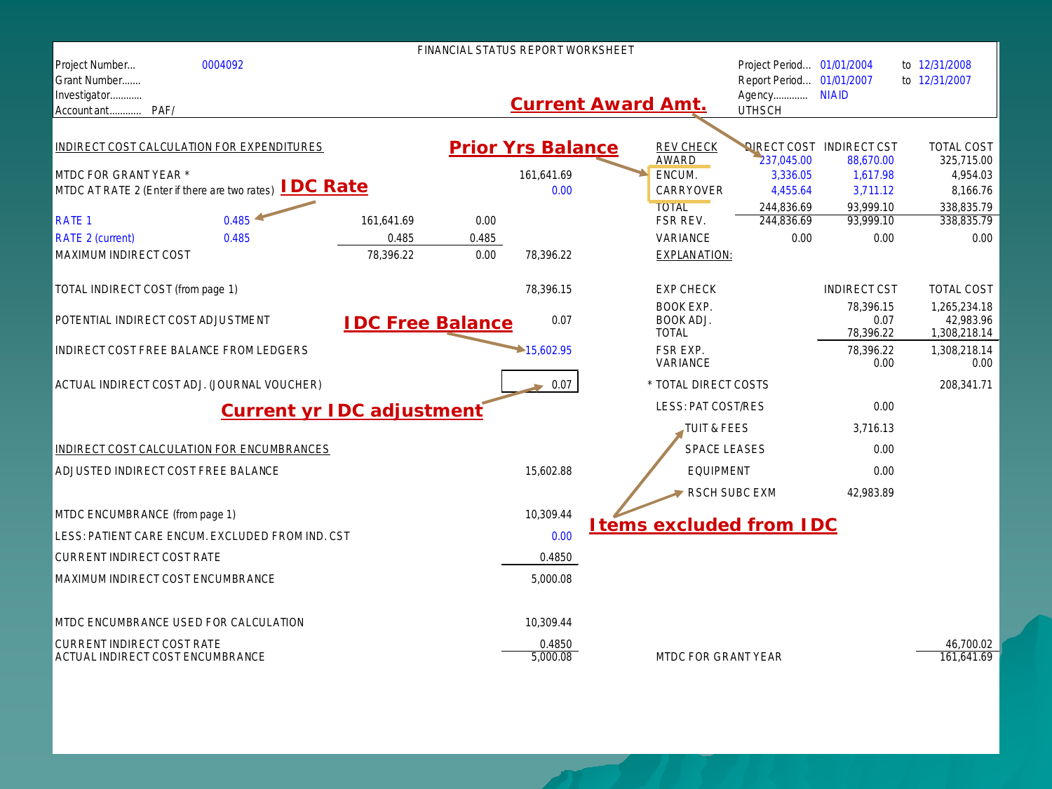# FINANCIAL STATUS REPORT WORKSHEET

| | | | | |
|---|---|---|---|---|
| Project Number... | 0004092 | Project Period... | 01/01/2004 | to 12/31/2008 |
| Grant Number...... | | Report Period... | 01/01/2007 | to 12/31/2007 |
| Investigator........... | | Agency............ | NIAID | |
| Accountant............ PAF/ | | UTHSCH | | |

**Current Award Amt.**

**Prior Yrs Balance**

**IDC Rate**

**IDC Free Balance**

**Current yr IDC adjustment**

**Items excluded from IDC**

## INDIRECT COST CALCULATION FOR EXPENDITURES

| | | | | |
|---|---|---|---|---|
| MTDC FOR GRANT YEAR * | | | | 161,641.69 |
| MTDC AT RATE 2 (Enter if there are two rates) | | | | 0.00 |
| RATE 1 | 0.485 | 161,641.69 | 0.00 | |
| RATE 2 (current) | 0.485 | 0.485 | 0.485 | |
| MAXIMUM INDIRECT COST | | 78,396.22 | 0.00 | 78,396.22 |
| TOTAL INDIRECT COST (from page 1) | | | | 78,396.15 |
| POTENTIAL INDIRECT COST ADJUSTMENT | | | | 0.07 |
| INDIRECT COST FREE BALANCE FROM LEDGERS | | | | 15,602.95 |
| ACTUAL INDIRECT COST ADJ. (JOURNAL VOUCHER) | | | | 0.07 |

## INDIRECT COST CALCULATION FOR ENCUMBRANCES

| | |
|---|---|
| ADJUSTED INDIRECT COST FREE BALANCE | 15,602.88 |
| MTDC ENCUMBRANCE (from page 1) | 10,309.44 |
| LESS: PATIENT CARE ENCUM. EXCLUDED FROM IND. CST | 0.00 |
| CURRENT INDIRECT COST RATE | 0.4850 |
| MAXIMUM INDIRECT COST ENCUMBRANCE | 5,000.08 |
| MTDC ENCUMBRANCE USED FOR CALCULATION | 10,309.44 |
| CURRENT INDIRECT COST RATE | 0.4850 |
| ACTUAL INDIRECT COST ENCUMBRANCE | 5,000.08 |

## REV CHECK

| | DIRECT COST | INDIRECT CST | TOTAL COST |
|---|---|---|---|
| AWARD | 237,045.00 | 88,670.00 | 325,715.00 |
| ENCUM. | 3,336.05 | 1,617.98 | 4,954.03 |
| CARRYOVER | 4,455.64 | 3,711.12 | 8,166.76 |
| TOTAL | 244,836.69 | 93,999.10 | 338,835.79 |
| FSR REV. | 244,836.69 | 93,999.10 | 338,835.79 |
| VARIANCE | 0.00 | 0.00 | 0.00 |

EXPLANATION:

## EXP CHECK

| | INDIRECT CST | TOTAL COST |
|---|---|---|
| BOOK EXP. | 78,396.15 | 1,265,234.18 |
| BOOK ADJ. | 0.07 | 42,983.96 |
| TOTAL | 78,396.22 | 1,308,218.14 |
| FSR EXP. | 78,396.22 | 1,308,218.14 |
| VARIANCE | 0.00 | 0.00 |

| | | |
|---|---|---|
| * TOTAL DIRECT COSTS | | 208,341.71 |
| LESS: PAT COST/RES | 0.00 | |
| TUIT & FEES | 3,716.13 | |
| SPACE LEASES | 0.00 | |
| EQUIPMENT | 0.00 | |
| RSCH SUBC EXM | 42,983.89 | |
| | | 46,700.02 |
| MTDC FOR GRANT YEAR | | 161,641.69 |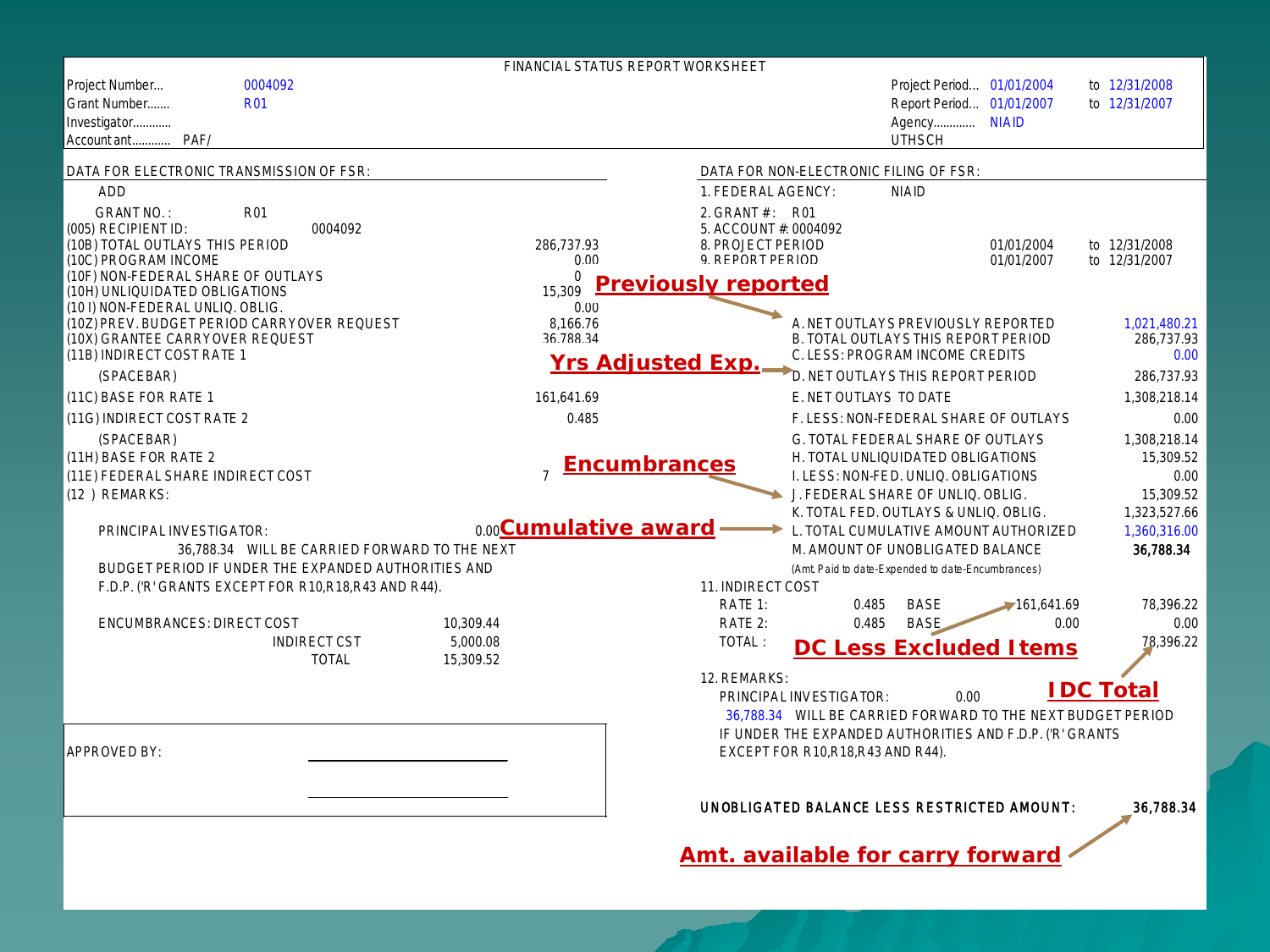FINANCIAL STATUS REPORT WORKSHEET

| | | | |
|---|---|---|---|
| Project Number... | 0004092 | Project Period... | 01/01/2004 to 12/31/2008 |
| Grant Number....... | R01 | Report Period... | 01/01/2007 to 12/31/2007 |
| Investigator........... | | Agency............ | NIAID |
| Accountant............ PAF/ | | | UTHSCH |

## DATA FOR ELECTRONIC TRANSMISSION OF FSR:

ADD

| | |
|---|---|
| GRANT NO.: R01 | |
| (005) RECIPIENT ID: 0004092 | |
| (10B) TOTAL OUTLAYS THIS PERIOD | 286,737.93 |
| (10C) PROGRAM INCOME | 0.00 |
| (10F) NON-FEDERAL SHARE OF OUTLAYS | 0 |
| (10H) UNLIQUIDATED OBLIGATIONS | 15,309 |
| (10 I) NON-FEDERAL UNLIQ. OBLIG. | 0.00 |
| (10Z) PREV. BUDGET PERIOD CARRYOVER REQUEST | 8,166.76 |
| (10X) GRANTEE CARRYOVER REQUEST | 36,788.34 |
| (11B) INDIRECT COST RATE 1 | |
| (SPACEBAR) | |
| (11C) BASE FOR RATE 1 | 161,641.69 |
| (11G) INDIRECT COST RATE 2 | 0.485 |
| (SPACEBAR) | |
| (11H) BASE FOR RATE 2 | |
| (11E) FEDERAL SHARE INDIRECT COST | 7 |
| (12 ) REMARKS: | |

PRINCIPAL INVESTIGATOR: 0.00

36,788.34 WILL BE CARRIED FORWARD TO THE NEXT BUDGET PERIOD IF UNDER THE EXPANDED AUTHORITIES AND F.D.P. ('R' GRANTS EXCEPT FOR R10,R18,R43 AND R44).

| ENCUMBRANCES: | | |
|---|---|---|
| DIRECT COST | | 10,309.44 |
| | INDIRECT CST | 5,000.08 |
| | TOTAL | 15,309.52 |

APPROVED BY: ______________________

______________________

## DATA FOR NON-ELECTRONIC FILING OF FSR:

1. FEDERAL AGENCY: NIAID
2. GRANT #: R01
5. ACCOUNT #: 0004092
8. PROJECT PERIOD 01/01/2004 to 12/31/2008
9. REPORT PERIOD 01/01/2007 to 12/31/2007

| | |
|---|---|
| A. NET OUTLAYS PREVIOUSLY REPORTED | 1,021,480.21 |
| B. TOTAL OUTLAYS THIS REPORT PERIOD | 286,737.93 |
| C. LESS: PROGRAM INCOME CREDITS | 0.00 |
| D. NET OUTLAYS THIS REPORT PERIOD | 286,737.93 |
| E. NET OUTLAYS TO DATE | 1,308,218.14 |
| F. LESS: NON-FEDERAL SHARE OF OUTLAYS | 0.00 |
| G. TOTAL FEDERAL SHARE OF OUTLAYS | 1,308,218.14 |
| H. TOTAL UNLIQUIDATED OBLIGATIONS | 15,309.52 |
| I. LESS: NON-FED. UNLIQ. OBLIGATIONS | 0.00 |
| J. FEDERAL SHARE OF UNLIQ. OBLIG. | 15,309.52 |
| K. TOTAL FED. OUTLAYS & UNLIQ. OBLIG. | 1,323,527.66 |
| L. TOTAL CUMULATIVE AMOUNT AUTHORIZED | 1,360,316.00 |
| M. AMOUNT OF UNOBLIGATED BALANCE | **36,788.34** |

(Amt. Paid to date-Expended to date-Encumbrances)

11. INDIRECT COST

| | | | | |
|---|---|---|---|---|
| RATE 1: | 0.485 | BASE | 161,641.69 | 78,396.22 |
| RATE 2: | 0.485 | BASE | 0.00 | 0.00 |
| TOTAL: | | | | 78,396.22 |

12. REMARKS:

PRINCIPAL INVESTIGATOR: 0.00

36,788.34 WILL BE CARRIED FORWARD TO THE NEXT BUDGET PERIOD IF UNDER THE EXPANDED AUTHORITIES AND F.D.P. ('R' GRANTS EXCEPT FOR R10,R18,R43 AND R44).

**UNOBLIGATED BALANCE LESS RESTRICTED AMOUNT: 36,788.34**

Annotations:
- **Previously reported** → A. Net outlays previously reported
- **Yrs Adjusted Exp.** → D. Net outlays this report period
- **Encumbrances** → J. Federal share of unliq. oblig.
- **Cumulative award** → L. Total cumulative amount authorized
- **DC Less Excluded Items** → Rate 1 base (161,641.69)
- **IDC Total** → 78,396.22
- **Amt. available for carry forward** → 36,788.34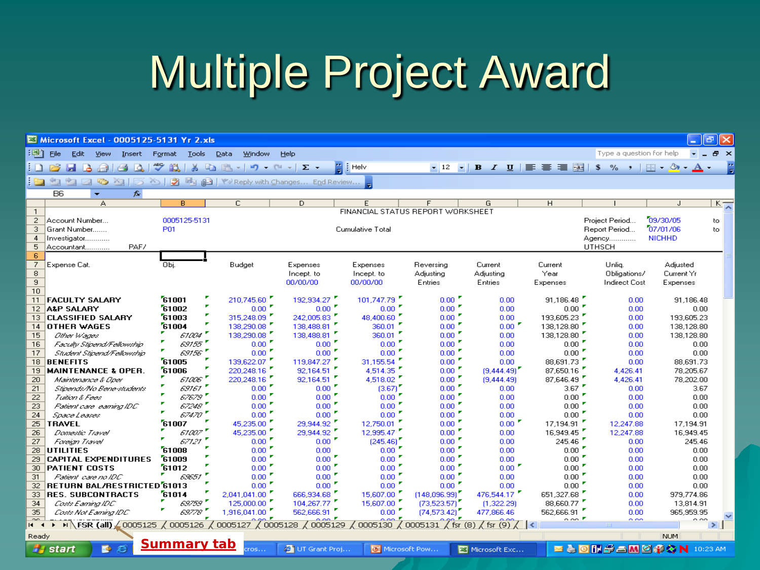# Multiple Project Award

Microsoft Excel - 0005125-5131 Yr 2.xls

FINANCIAL STATUS REPORT WORKSHEET

| | | | | | | | | | |
|---|---|---|---|---|---|---|---|---|---|
| Account Number... | 0005125-5131 | | | | | | Project Period... | 09/30/05 | to |
| Grant Number...... | P01 | | | Cumulative Total | | | Report Period... | 07/01/06 | to |
| Investigator........... | | | | | | | Agency............ | NICHHD | |
| Accountant........... PAF/ | | | | | | | UTHSCH | | |
| Expense Cat. | Obj. | Budget | Expenses Incept. to 00/00/00 | Expenses Incept. to 00/00/00 | Reversing Adjusting Entries | Current Adjusting Entries | Current Year Expenses | Unliq. Obligations/ Indirect Cost | Adjusted Current Yr Expenses |
| FACULTY SALARY | 61001 | 210,745.60 | 192,934.27 | 101,747.79 | 0.00 | 0.00 | 91,186.48 | 0.00 | 91,186.48 |
| A&P SALARY | 61002 | 0.00 | 0.00 | 0.00 | 0.00 | 0.00 | 0.00 | 0.00 | 0.00 |
| CLASSIFIED SALARY | 61003 | 315,248.09 | 242,005.83 | 48,400.60 | 0.00 | 0.00 | 193,605.23 | 0.00 | 193,605.23 |
| OTHER WAGES | 61004 | 138,290.08 | 138,488.81 | 360.01 | 0.00 | 0.00 | 138,128.80 | 0.00 | 138,128.80 |
| *Other Wages* | 61004 | 138,290.08 | 138,488.81 | 360.01 | 0.00 | 0.00 | 138,128.80 | 0.00 | 138,128.80 |
| *Faculty Stipend/Fellowship* | 69155 | 0.00 | 0.00 | 0.00 | 0.00 | 0.00 | 0.00 | 0.00 | 0.00 |
| *Student Stipend/Fellowship* | 69156 | 0.00 | 0.00 | 0.00 | 0.00 | 0.00 | 0.00 | 0.00 | 0.00 |
| BENEFITS | 61005 | 139,622.07 | 119,847.27 | 31,155.54 | 0.00 | 0.00 | 88,691.73 | 0.00 | 88,691.73 |
| MAINTENANCE & OPER. | 61006 | 220,248.16 | 92,164.51 | 4,514.35 | 0.00 | (9,444.49) | 87,650.16 | 4,426.41 | 78,205.67 |
| *Maintenance & Oper* | 61006 | 220,248.16 | 92,164.51 | 4,518.02 | 0.00 | (9,444.49) | 87,646.49 | 4,426.41 | 78,202.00 |
| *Stipends/No Bene-students* | 69161 | 0.00 | 0.00 | (3.67) | 0.00 | 0.00 | 3.67 | 0.00 | 3.67 |
| *Tuition & Fees* | 67679 | 0.00 | 0.00 | 0.00 | 0.00 | 0.00 | 0.00 | 0.00 | 0.00 |
| *Patient care earning IDC* | 67248 | 0.00 | 0.00 | 0.00 | 0.00 | 0.00 | 0.00 | 0.00 | 0.00 |
| *Space Leases* | 67470 | 0.00 | 0.00 | 0.00 | 0.00 | 0.00 | 0.00 | 0.00 | 0.00 |
| TRAVEL | 61007 | 45,235.00 | 29,944.92 | 12,750.01 | 0.00 | 0.00 | 17,194.91 | 12,247.88 | 17,194.91 |
| *Domestic Travel* | 61007 | 45,235.00 | 29,944.92 | 12,995.47 | 0.00 | 0.00 | 16,949.45 | 12,247.88 | 16,949.45 |
| *Foreign Travel* | 67121 | 0.00 | 0.00 | (245.46) | 0.00 | 0.00 | 245.46 | 0.00 | 245.46 |
| UTILITIES | 61008 | 0.00 | 0.00 | 0.00 | 0.00 | 0.00 | 0.00 | 0.00 | 0.00 |
| CAPITAL EXPENDITURES | 61009 | 0.00 | 0.00 | 0.00 | 0.00 | 0.00 | 0.00 | 0.00 | 0.00 |
| PATIENT COSTS | 61012 | 0.00 | 0.00 | 0.00 | 0.00 | 0.00 | 0.00 | 0.00 | 0.00 |
| *Patient care no IDC* | 69651 | 0.00 | 0.00 | 0.00 | 0.00 | 0.00 | 0.00 | 0.00 | 0.00 |
| RETURN BAL/RESTRICTED | 61013 | 0.00 | 0.00 | 0.00 | 0.00 | 0.00 | 0.00 | 0.00 | 0.00 |
| RES. SUBCONTRACTS | 61014 | 2,041,041.00 | 666,934.68 | 15,607.00 | (148,096.99) | 476,544.17 | 651,327.68 | 0.00 | 979,774.86 |
| *Costs Earning IDC* | 69759 | 125,000.00 | 104,267.77 | 15,607.00 | (73,523.57) | (1,322.29) | 88,660.77 | 0.00 | 13,814.91 |
| *Costs Not Earning IDC* | 69778 | 1,916,041.00 | 562,666.91 | 0.00 | (74,573.42) | 477,866.46 | 562,666.91 | 0.00 | 965,959.95 |

FSR (all) / 0005125 / 0005126 / 0005127 / 0005128 / 0005129 / 0005130 / 0005131 / fsr (8) / fsr (9)

Summary tab